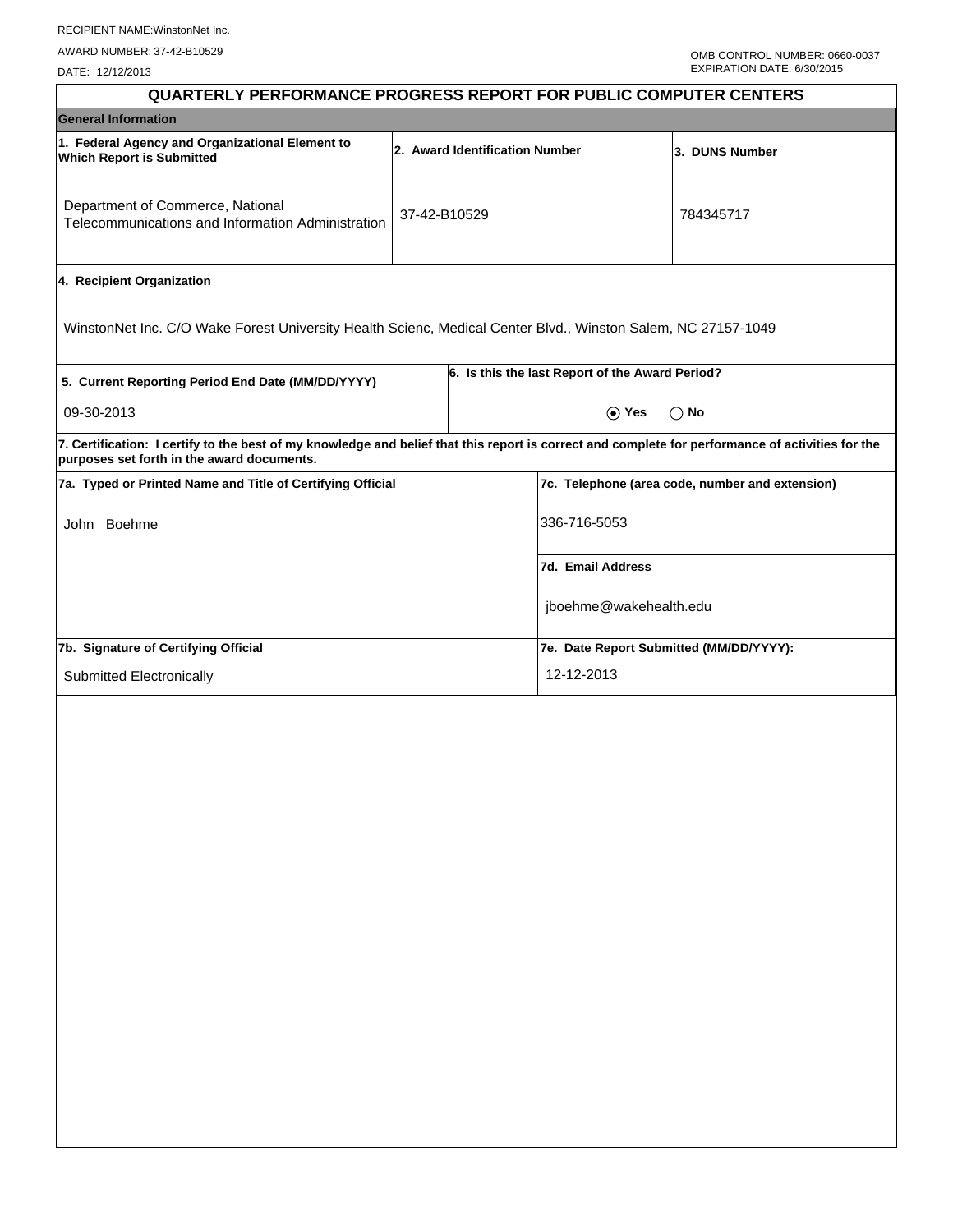RECIPIENT NAME:WinstonNet Inc.

AWARD NUMBER: 37-42-B10529

DATE: 12/12/2013

OMB CONTROL NUMBER: 0660-0037
EXPIRATION DATE: 6/30/2015

# QUARTERLY PERFORMANCE PROGRESS REPORT FOR PUBLIC COMPUTER CENTERS

## General Information

| 1. Federal Agency and Organizational Element to Which Report is Submitted | 2. Award Identification Number | 3. DUNS Number |
|---|---|---|
| Department of Commerce, National Telecommunications and Information Administration | 37-42-B10529 | 784345717 |

**4. Recipient Organization**

WinstonNet Inc. C/O Wake Forest University Health Scienc, Medical Center Blvd., Winston Salem, NC 27157-1049

| 5. Current Reporting Period End Date (MM/DD/YYYY) | 6. Is this the last Report of the Award Period? |
|---|---|
| 09-30-2013 | (●) Yes ( ) No |

**7. Certification: I certify to the best of my knowledge and belief that this report is correct and complete for performance of activities for the purposes set forth in the award documents.**

| 7a. Typed or Printed Name and Title of Certifying Official | 7c. Telephone (area code, number and extension) |
|---|---|
| John Boehme | 336-716-5053 |
| | **7d. Email Address** |
| | jboehme@wakehealth.edu |
| **7b. Signature of Certifying Official** | **7e. Date Report Submitted (MM/DD/YYYY):** |
| Submitted Electronically | 12-12-2013 |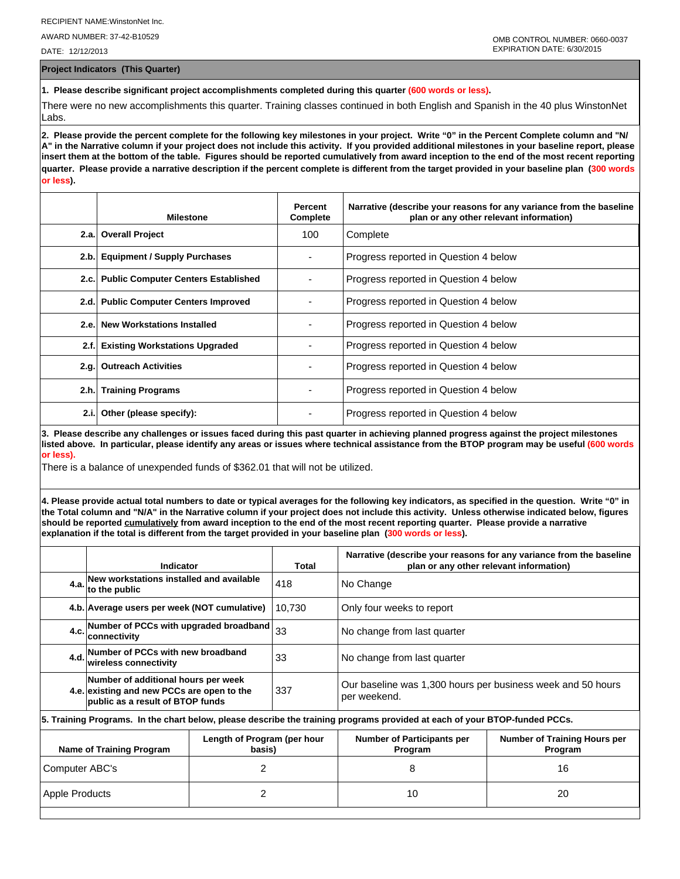RECIPIENT NAME:WinstonNet Inc.

AWARD NUMBER: 37-42-B10529

DATE: 12/12/2013

OMB CONTROL NUMBER: 0660-0037
EXPIRATION DATE: 6/30/2015

**Project Indicators (This Quarter)**

**1. Please describe significant project accomplishments completed during this quarter (600 words or less).**

There were no new accomplishments this quarter. Training classes continued in both English and Spanish in the 40 plus WinstonNet Labs.

**2. Please provide the percent complete for the following key milestones in your project. Write "0" in the Percent Complete column and "N/A" in the Narrative column if your project does not include this activity. If you provided additional milestones in your baseline report, please insert them at the bottom of the table. Figures should be reported cumulatively from award inception to the end of the most recent reporting quarter. Please provide a narrative description if the percent complete is different from the target provided in your baseline plan (300 words or less).**

| | Milestone | Percent Complete | Narrative (describe your reasons for any variance from the baseline plan or any other relevant information) |
|---|---|---|---|
| 2.a. | Overall Project | 100 | Complete |
| 2.b. | Equipment / Supply Purchases | - | Progress reported in Question 4 below |
| 2.c. | Public Computer Centers Established | - | Progress reported in Question 4 below |
| 2.d. | Public Computer Centers Improved | - | Progress reported in Question 4 below |
| 2.e. | New Workstations Installed | - | Progress reported in Question 4 below |
| 2.f. | Existing Workstations Upgraded | - | Progress reported in Question 4 below |
| 2.g. | Outreach Activities | - | Progress reported in Question 4 below |
| 2.h. | Training Programs | - | Progress reported in Question 4 below |
| 2.i. | Other (please specify): | - | Progress reported in Question 4 below |

**3. Please describe any challenges or issues faced during this past quarter in achieving planned progress against the project milestones listed above. In particular, please identify any areas or issues where technical assistance from the BTOP program may be useful (600 words or less).**

There is a balance of unexpended funds of $362.01 that will not be utilized.

**4. Please provide actual total numbers to date or typical averages for the following key indicators, as specified in the question. Write "0" in the Total column and "N/A" in the Narrative column if your project does not include this activity. Unless otherwise indicated below, figures should be reported cumulatively from award inception to the end of the most recent reporting quarter. Please provide a narrative explanation if the total is different from the target provided in your baseline plan (300 words or less).**

| | Indicator | Total | Narrative (describe your reasons for any variance from the baseline plan or any other relevant information) |
|---|---|---|---|
| 4.a. | New workstations installed and available to the public | 418 | No Change |
| 4.b. | Average users per week (NOT cumulative) | 10,730 | Only four weeks to report |
| 4.c. | Number of PCCs with upgraded broadband connectivity | 33 | No change from last quarter |
| 4.d. | Number of PCCs with new broadband wireless connectivity | 33 | No change from last quarter |
| 4.e. | Number of additional hours per week existing and new PCCs are open to the public as a result of BTOP funds | 337 | Our baseline was 1,300 hours per business week and 50 hours per weekend. |

**5. Training Programs. In the chart below, please describe the training programs provided at each of your BTOP-funded PCCs.**

| Name of Training Program | Length of Program (per hour basis) | Number of Participants per Program | Number of Training Hours per Program |
|---|---|---|---|
| Computer ABC's | 2 | 8 | 16 |
| Apple Products | 2 | 10 | 20 |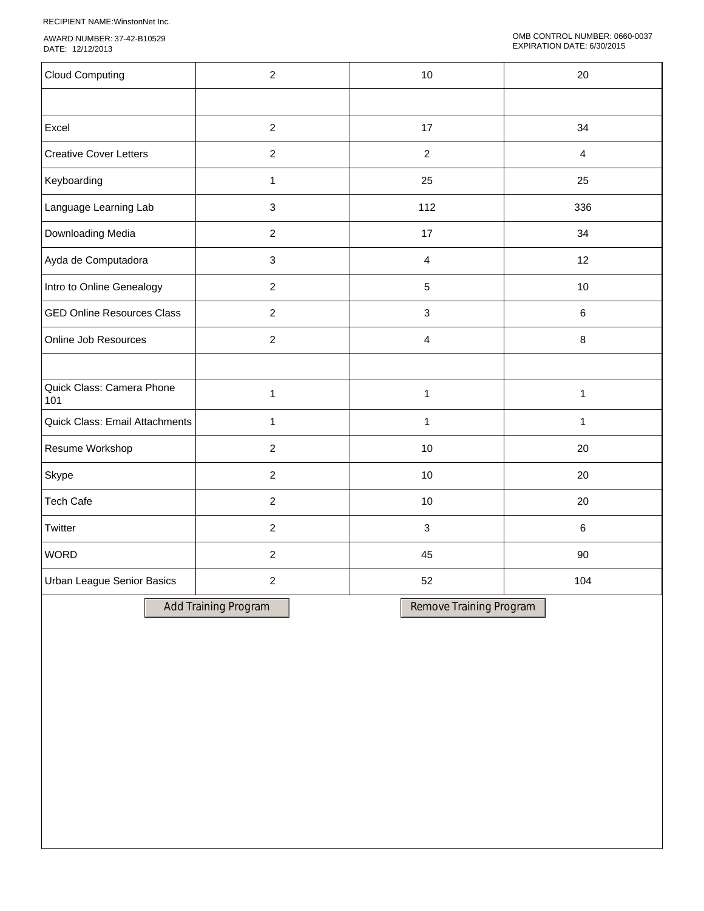RECIPIENT NAME:WinstonNet Inc.

AWARD NUMBER: 37-42-B10529
DATE: 12/12/2013

OMB CONTROL NUMBER: 0660-0037
EXPIRATION DATE: 6/30/2015

| | | | |
|---|---|---|---|
| Cloud Computing | 2 | 10 | 20 |
| | | | |
| Excel | 2 | 17 | 34 |
| Creative Cover Letters | 2 | 2 | 4 |
| Keyboarding | 1 | 25 | 25 |
| Language Learning Lab | 3 | 112 | 336 |
| Downloading Media | 2 | 17 | 34 |
| Ayda de Computadora | 3 | 4 | 12 |
| Intro to Online Genealogy | 2 | 5 | 10 |
| GED Online Resources Class | 2 | 3 | 6 |
| Online Job Resources | 2 | 4 | 8 |
| | | | |
| Quick Class: Camera Phone 101 | 1 | 1 | 1 |
| Quick Class: Email Attachments | 1 | 1 | 1 |
| Resume Workshop | 2 | 10 | 20 |
| Skype | 2 | 10 | 20 |
| Tech Cafe | 2 | 10 | 20 |
| Twitter | 2 | 3 | 6 |
| WORD | 2 | 45 | 90 |
| Urban League Senior Basics | 2 | 52 | 104 |

Add Training Program

Remove Training Program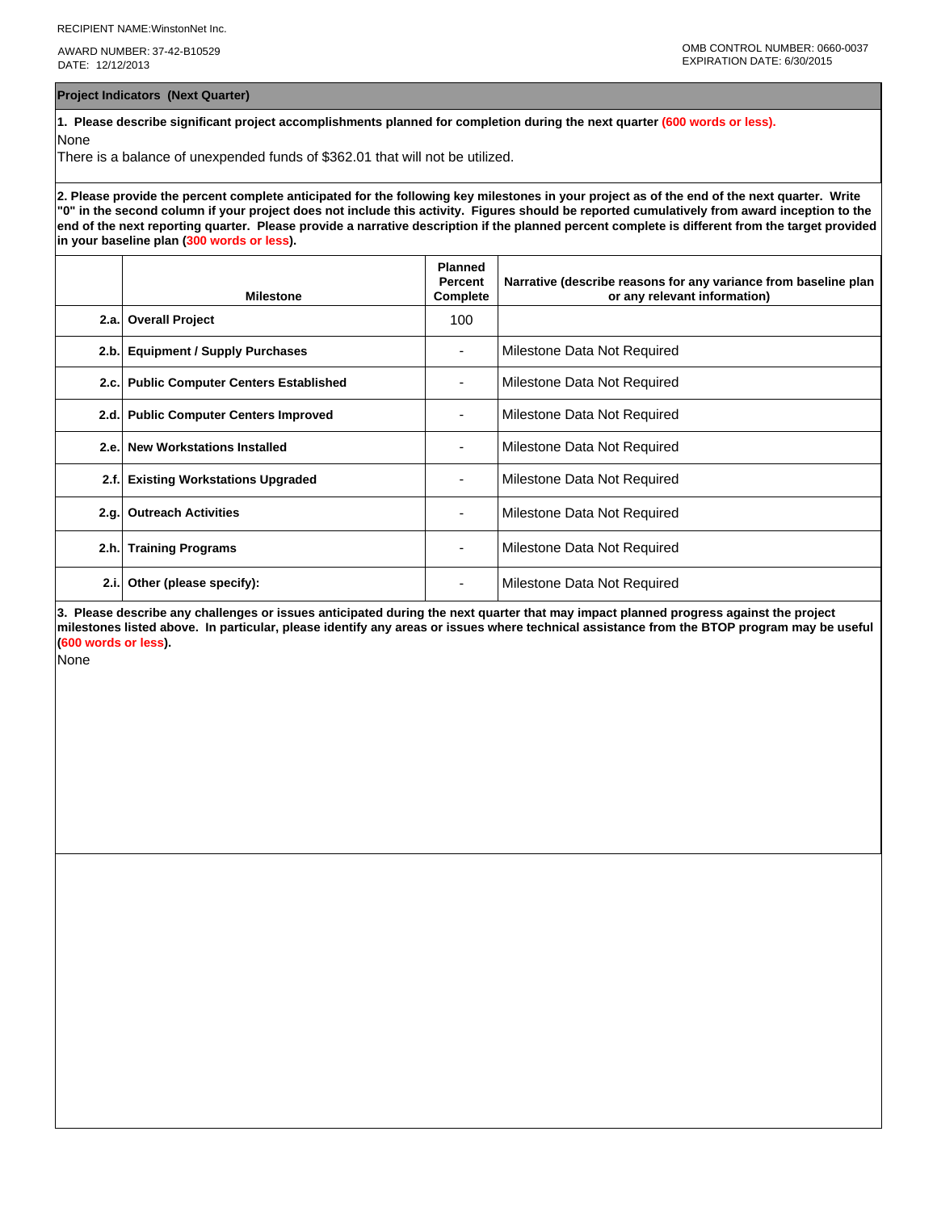RECIPIENT NAME:WinstonNet Inc.

AWARD NUMBER: 37-42-B10529
DATE: 12/12/2013

OMB CONTROL NUMBER: 0660-0037
EXPIRATION DATE: 6/30/2015

## Project Indicators (Next Quarter)

**1. Please describe significant project accomplishments planned for completion during the next quarter (600 words or less).**

None

There is a balance of unexpended funds of $362.01 that will not be utilized.

**2. Please provide the percent complete anticipated for the following key milestones in your project as of the end of the next quarter. Write "0" in the second column if your project does not include this activity. Figures should be reported cumulatively from award inception to the end of the next reporting quarter. Please provide a narrative description if the planned percent complete is different from the target provided in your baseline plan (300 words or less).**

| | Milestone | Planned Percent Complete | Narrative (describe reasons for any variance from baseline plan or any relevant information) |
|---|---|---|---|
| 2.a. | **Overall Project** | 100 | |
| 2.b. | **Equipment / Supply Purchases** | - | Milestone Data Not Required |
| 2.c. | **Public Computer Centers Established** | - | Milestone Data Not Required |
| 2.d. | **Public Computer Centers Improved** | - | Milestone Data Not Required |
| 2.e. | **New Workstations Installed** | - | Milestone Data Not Required |
| 2.f. | **Existing Workstations Upgraded** | - | Milestone Data Not Required |
| 2.g. | **Outreach Activities** | - | Milestone Data Not Required |
| 2.h. | **Training Programs** | - | Milestone Data Not Required |
| 2.i. | **Other (please specify):** | - | Milestone Data Not Required |

**3. Please describe any challenges or issues anticipated during the next quarter that may impact planned progress against the project milestones listed above. In particular, please identify any areas or issues where technical assistance from the BTOP program may be useful (600 words or less).**

None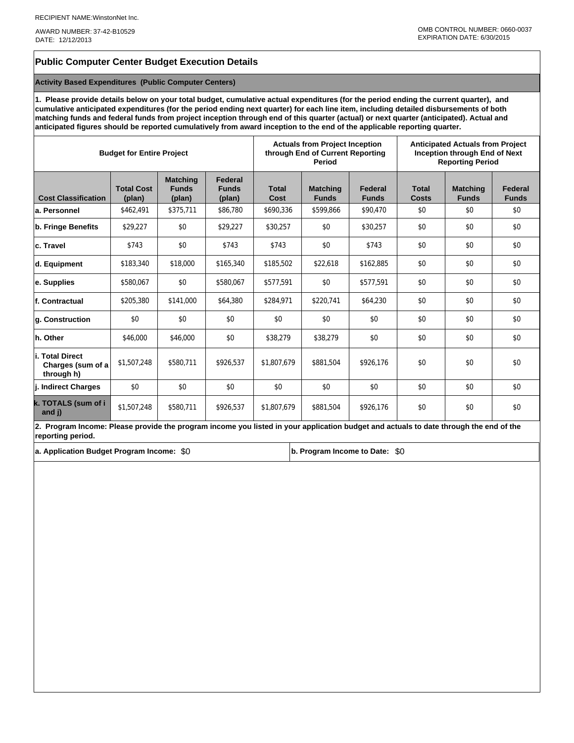RECIPIENT NAME:WinstonNet Inc.

AWARD NUMBER: 37-42-B10529
DATE: 12/12/2013

OMB CONTROL NUMBER: 0660-0037
EXPIRATION DATE: 6/30/2015

## Public Computer Center Budget Execution Details

**Activity Based Expenditures (Public Computer Centers)**

**1. Please provide details below on your total budget, cumulative actual expenditures (for the period ending the current quarter), and cumulative anticipated expenditures (for the period ending next quarter) for each line item, including detailed disbursements of both matching funds and federal funds from project inception through end of this quarter (actual) or next quarter (anticipated). Actual and anticipated figures should be reported cumulatively from award inception to the end of the applicable reporting quarter.**

| Budget for Entire Project | | | | Actuals from Project Inception through End of Current Reporting Period | | | Anticipated Actuals from Project Inception through End of Next Reporting Period | | |
|---|---|---|---|---|---|---|---|---|---|
| **Cost Classification** | **Total Cost (plan)** | **Matching Funds (plan)** | **Federal Funds (plan)** | **Total Cost** | **Matching Funds** | **Federal Funds** | **Total Costs** | **Matching Funds** | **Federal Funds** |
| a. Personnel | $462,491 | $375,711 | $86,780 | $690,336 | $599,866 | $90,470 | $0 | $0 | $0 |
| b. Fringe Benefits | $29,227 | $0 | $29,227 | $30,257 | $0 | $30,257 | $0 | $0 | $0 |
| c. Travel | $743 | $0 | $743 | $743 | $0 | $743 | $0 | $0 | $0 |
| d. Equipment | $183,340 | $18,000 | $165,340 | $185,502 | $22,618 | $162,885 | $0 | $0 | $0 |
| e. Supplies | $580,067 | $0 | $580,067 | $577,591 | $0 | $577,591 | $0 | $0 | $0 |
| f. Contractual | $205,380 | $141,000 | $64,380 | $284,971 | $220,741 | $64,230 | $0 | $0 | $0 |
| g. Construction | $0 | $0 | $0 | $0 | $0 | $0 | $0 | $0 | $0 |
| h. Other | $46,000 | $46,000 | $0 | $38,279 | $38,279 | $0 | $0 | $0 | $0 |
| i. Total Direct Charges (sum of a through h) | $1,507,248 | $580,711 | $926,537 | $1,807,679 | $881,504 | $926,176 | $0 | $0 | $0 |
| j. Indirect Charges | $0 | $0 | $0 | $0 | $0 | $0 | $0 | $0 | $0 |
| k. TOTALS (sum of i and j) | $1,507,248 | $580,711 | $926,537 | $1,807,679 | $881,504 | $926,176 | $0 | $0 | $0 |

**2. Program Income: Please provide the program income you listed in your application budget and actuals to date through the end of the reporting period.**

**a. Application Budget Program Income:** $0

**b. Program Income to Date:** $0